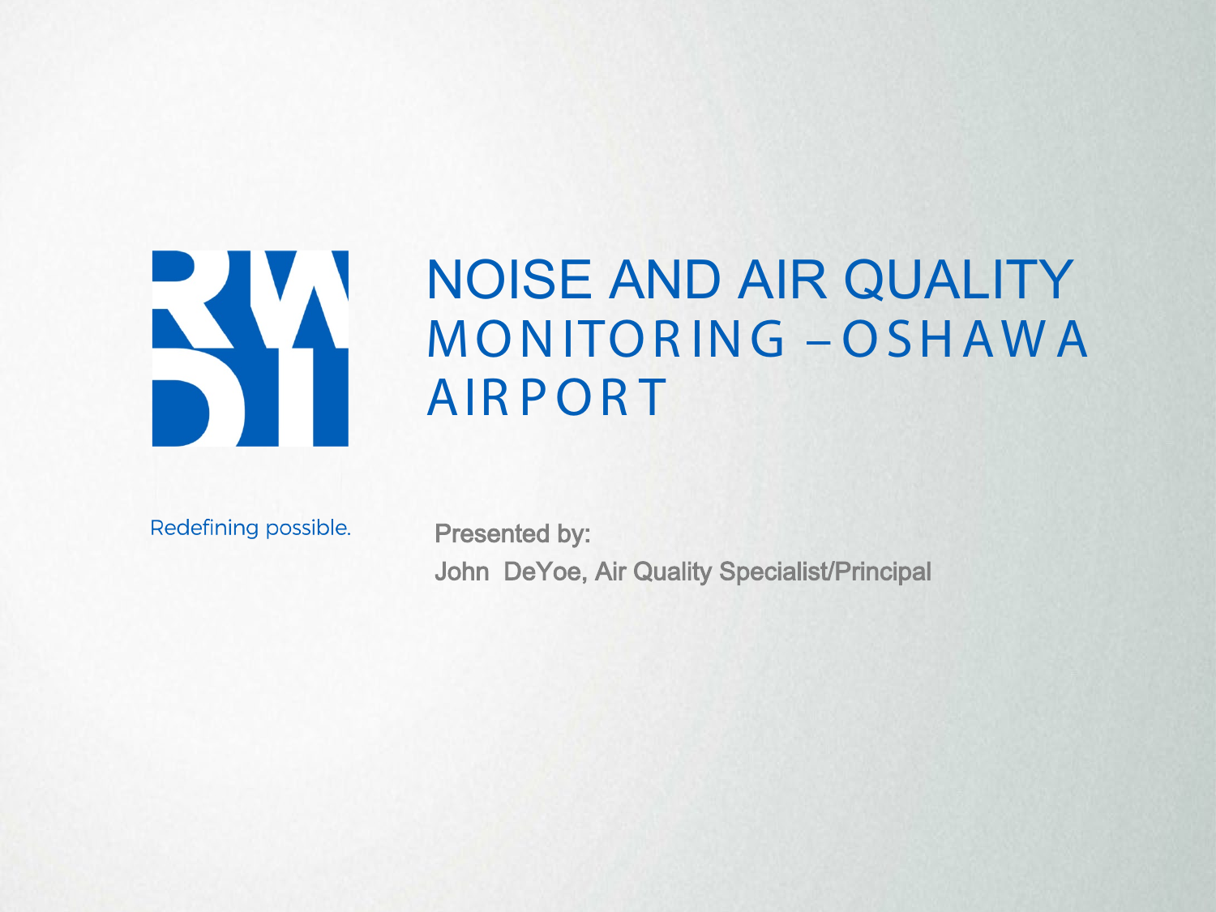# NOISE AND AIR QUALITY MONITORING – OSHAWA AIRPORT

Redefining possible.

Presented by:

John DeYoe, Air Quality Specialist/Principal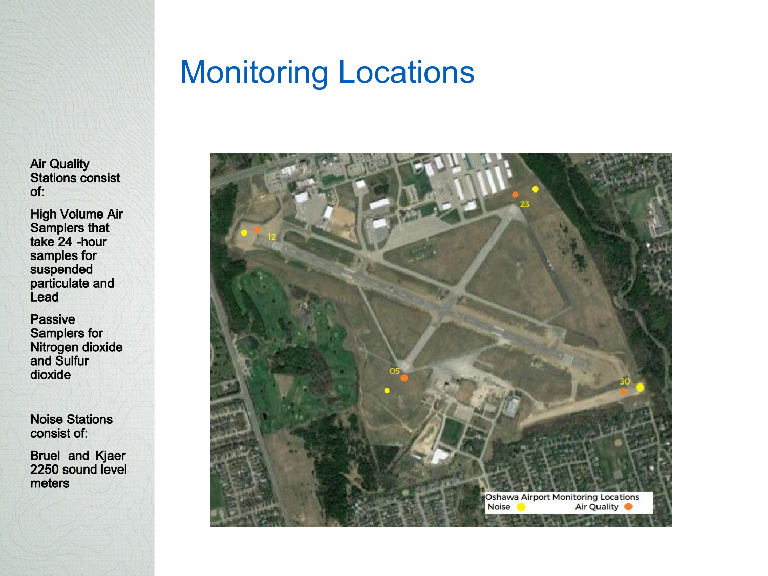# Monitoring Locations

Air Quality Stations consist of:

High Volume Air Samplers that take 24 -hour samples for suspended particulate and Lead

Passive Samplers for Nitrogen dioxide and Sulfur dioxide

Noise Stations consist of:

Bruel and Kjaer 2250 sound level meters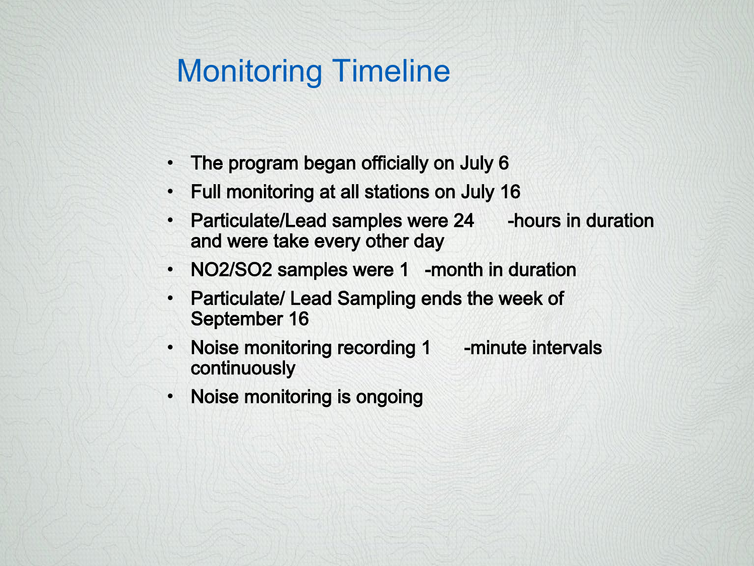# Monitoring Timeline

- The program began officially on July 6
- Full monitoring at all stations on July 16
- Particulate/Lead samples were 24-hours in duration and were take every other day
- NO2/SO2 samples were 1-month in duration
- Particulate/ Lead Sampling ends the week of September 16
- Noise monitoring recording 1-minute intervals continuously
- Noise monitoring is ongoing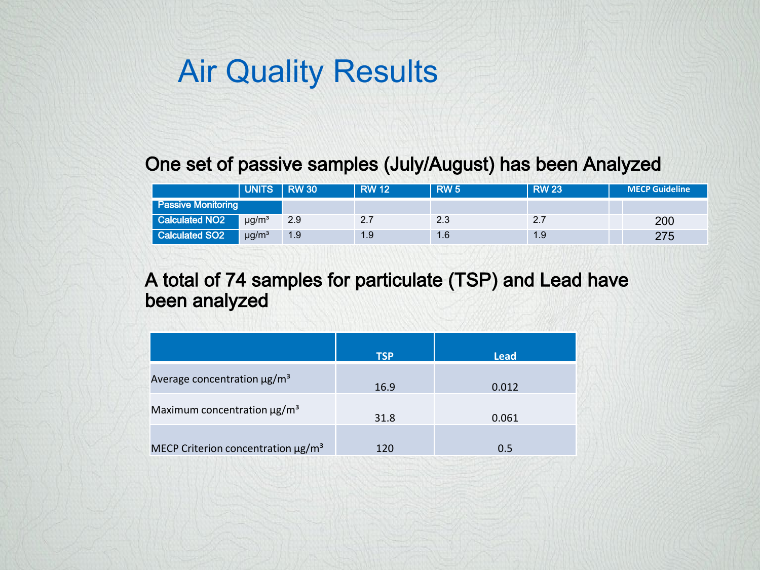# Air Quality Results

## One set of passive samples (July/August) has been Analyzed

| | UNITS | RW 30 | RW 12 | RW 5 | RW 23 | MECP Guideline |
|---|---|---|---|---|---|---|
| Passive Monitoring | | | | | | |
| Calculated $NO_2$ | µg/m³ | 2.9 | 2.7 | 2.3 | 2.7 | 200 |
| Calculated $SO_2$ | µg/m³ | 1.9 | 1.9 | 1.6 | 1.9 | 275 |

## A total of 74 samples for particulate (TSP) and Lead have been analyzed

| | TSP | Lead |
|---|---|---|
| Average concentration µg/m³ | 16.9 | 0.012 |
| Maximum concentration µg/m³ | 31.8 | 0.061 |
| MECP Criterion concentration µg/m³ | 120 | 0.5 |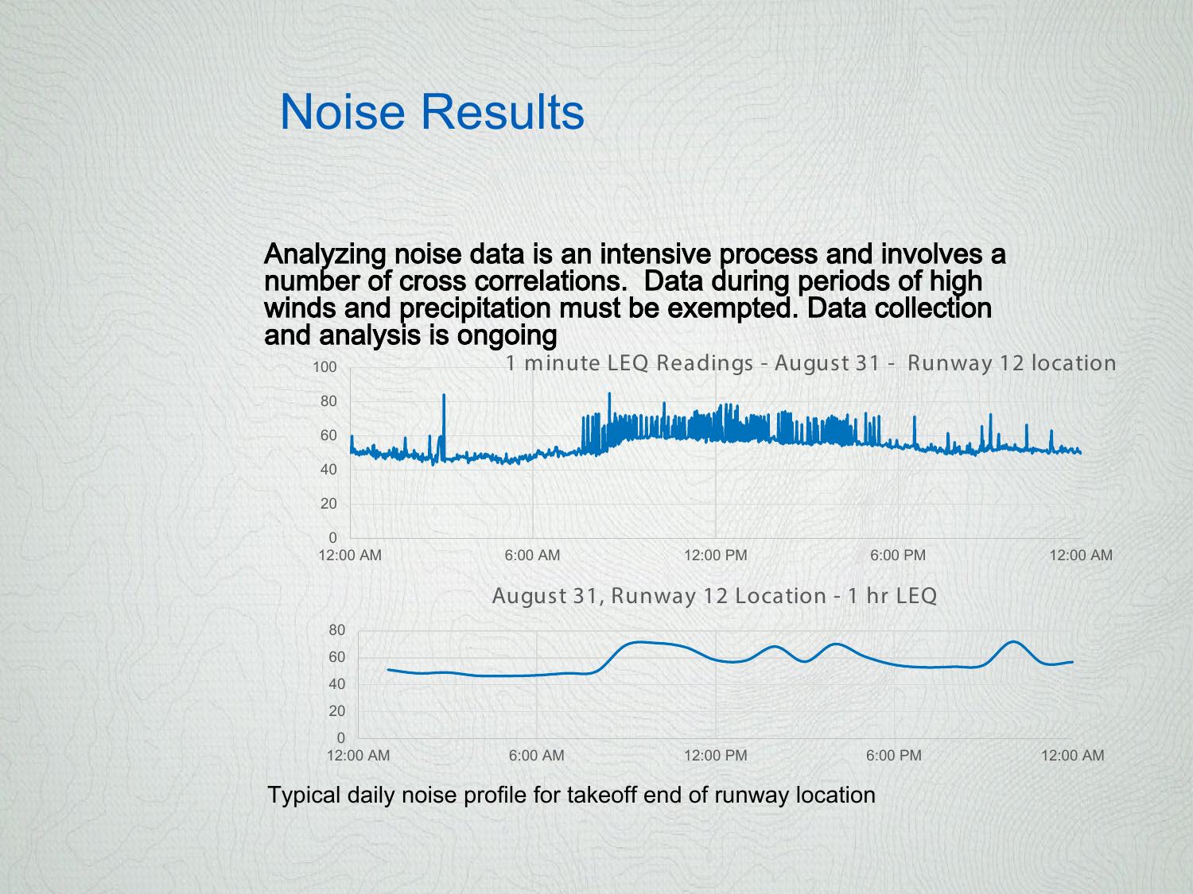# Noise Results

**Analyzing noise data is an intensive process and involves a number of cross correlations. Data during periods of high winds and precipitation must be exempted. Data collection and analysis is ongoing**

1 minute LEQ Readings - August 31 - Runway 12 location

August 31, Runway 12 Location - 1 hr LEQ

Typical daily noise profile for takeoff end of runway location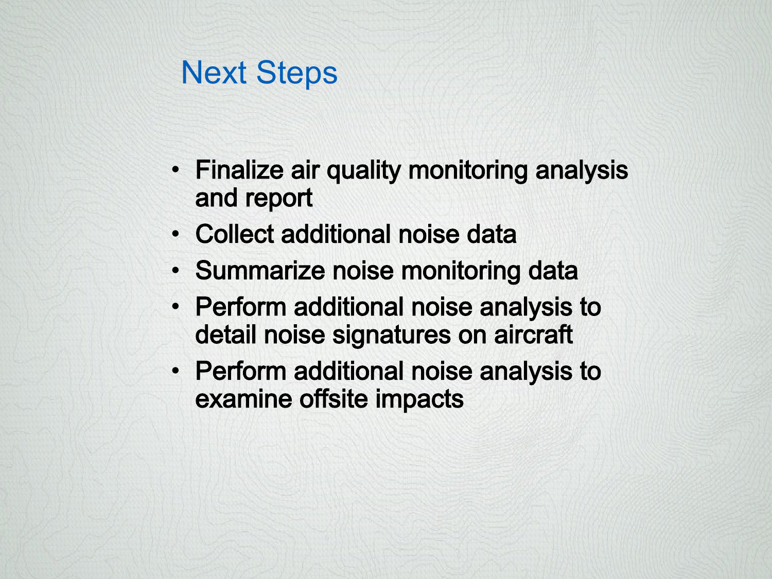# Next Steps

- Finalize air quality monitoring analysis and report
- Collect additional noise data
- Summarize noise monitoring data
- Perform additional noise analysis to detail noise signatures on aircraft
- Perform additional noise analysis to examine offsite impacts